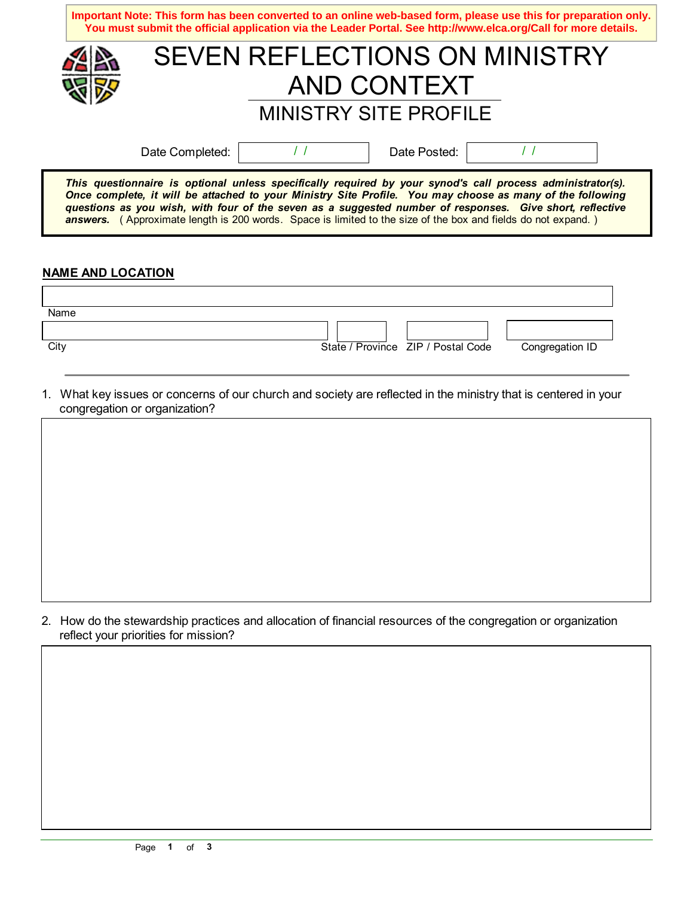**Important Note: This form has been converted to an online web-based form, please use this for preparation only. You must submit the official application via the Leader Portal. See http://www.elca.org/Call for more details.**

# SEVEN REFLECTIONS ON MINISTRY AND CONTEXT

## MINISTRY SITE PROFILE

Date Completed: / /     Date Posted: / /

***This questionnaire is optional unless specifically required by your synod's call process administrator(s). Once complete, it will be attached to your Ministry Site Profile. You may choose as many of the following questions as you wish, with four of the seven as a suggested number of responses. Give short, reflective answers.*** ( Approximate length is 200 words. Space is limited to the size of the box and fields do not expand. )

### NAME AND LOCATION

Name

City | State / Province | ZIP / Postal Code | Congregation ID

1. What key issues or concerns of our church and society are reflected in the ministry that is centered in your congregation or organization?

2. How do the stewardship practices and allocation of financial resources of the congregation or organization reflect your priorities for mission?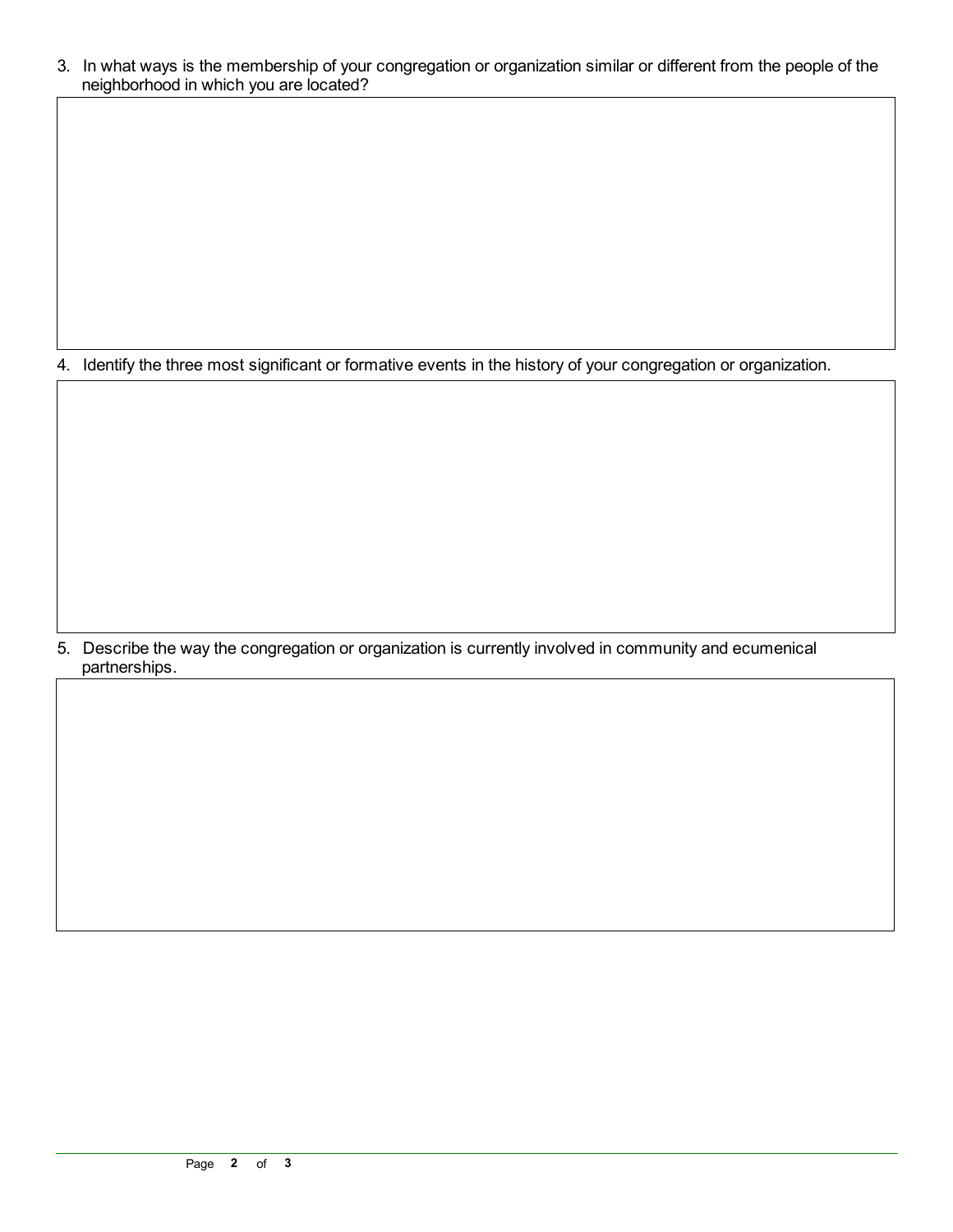3. In what ways is the membership of your congregation or organization similar or different from the people of the neighborhood in which you are located?

4. Identify the three most significant or formative events in the history of your congregation or organization.

5. Describe the way the congregation or organization is currently involved in community and ecumenical partnerships.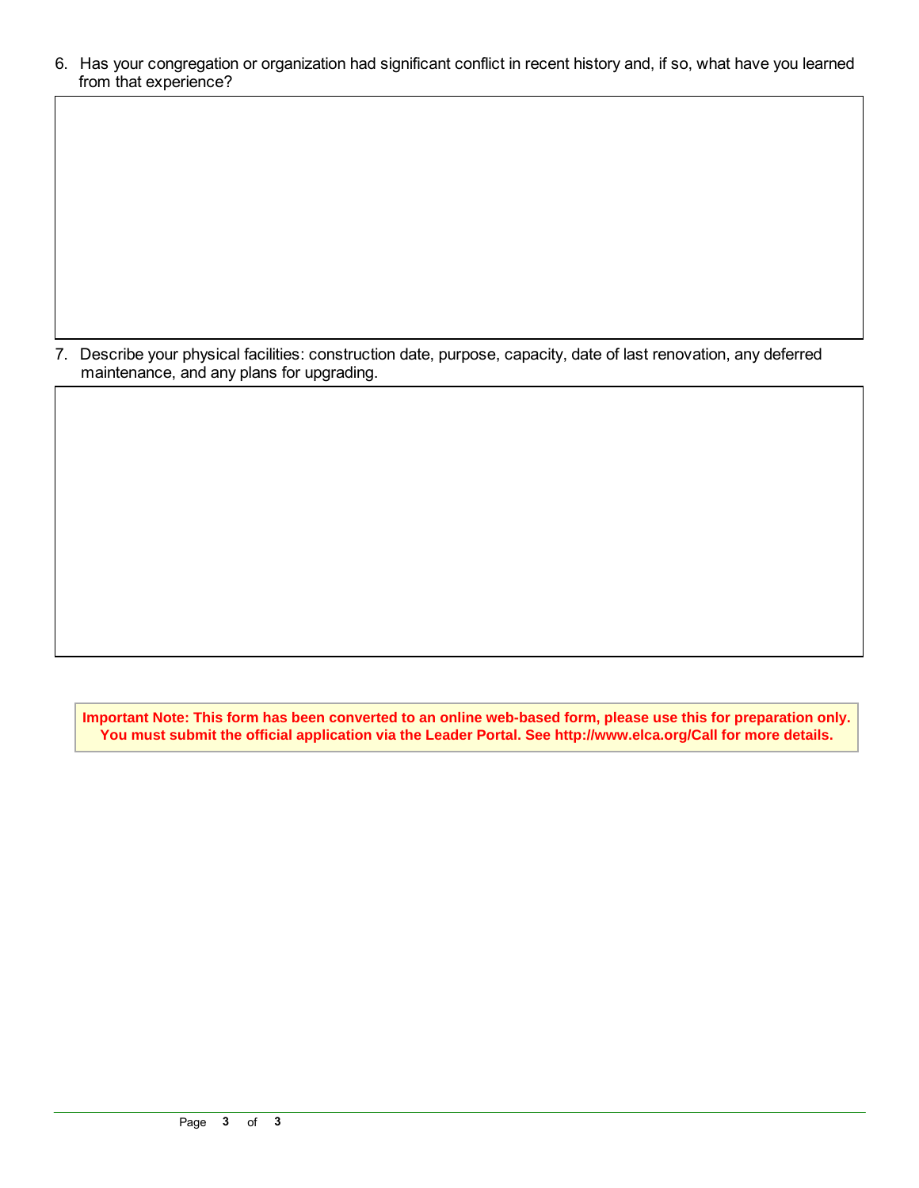6. Has your congregation or organization had significant conflict in recent history and, if so, what have you learned from that experience?

7. Describe your physical facilities: construction date, purpose, capacity, date of last renovation, any deferred maintenance, and any plans for upgrading.

**Important Note: This form has been converted to an online web-based form, please use this for preparation only. You must submit the official application via the Leader Portal. See http://www.elca.org/Call for more details.**